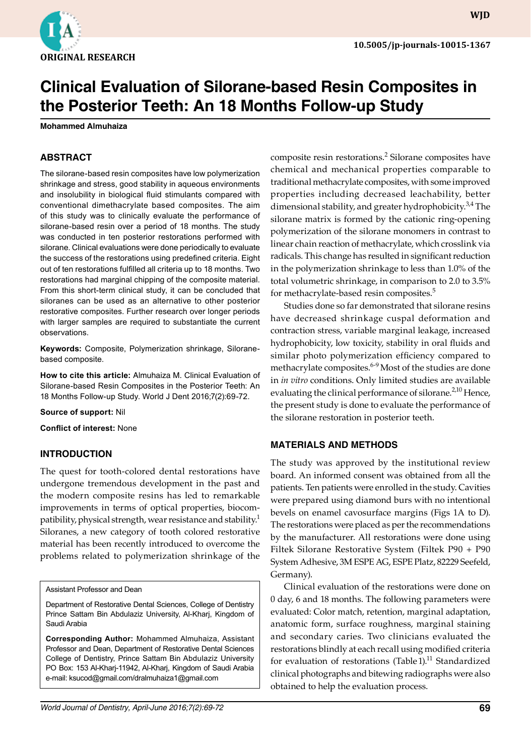ORIGINAL RESEARCH

10.5005/jp-journals-10015-1367

# Clinical Evaluation of Silorane-based Resin Composites in the Posterior Teeth: An 18 Months Follow-up Study

**Mohammed Almuhaiza**

## ABSTRACT

The silorane-based resin composites have low polymerization shrinkage and stress, good stability in aqueous environments and insolubility in biological fluid stimulants compared with conventional dimethacrylate based composites. The aim of this study was to clinically evaluate the performance of silorane-based resin over a period of 18 months. The study was conducted in ten posterior restorations performed with silorane. Clinical evaluations were done periodically to evaluate the success of the restorations using predefined criteria. Eight out of ten restorations fulfilled all criteria up to 18 months. Two restorations had marginal chipping of the composite material. From this short-term clinical study, it can be concluded that siloranes can be used as an alternative to other posterior restorative composites. Further research over longer periods with larger samples are required to substantiate the current observations.

**Keywords:** Composite, Polymerization shrinkage, Silorane-based composite.

**How to cite this article:** Almuhaiza M. Clinical Evaluation of Silorane-based Resin Composites in the Posterior Teeth: An 18 Months Follow-up Study. World J Dent 2016;7(2):69-72.

**Source of support:** Nil

**Conflict of interest:** None

## INTRODUCTION

The quest for tooth-colored dental restorations have undergone tremendous development in the past and the modern composite resins has led to remarkable improvements in terms of optical properties, biocompatibility, physical strength, wear resistance and stability.[1] Siloranes, a new category of tooth colored restorative material has been recently introduced to overcome the problems related to polymerization shrinkage of the composite resin restorations.[2] Silorane composites have chemical and mechanical properties comparable to traditional methacrylate composites, with some improved properties including decreased leachability, better dimensional stability, and greater hydrophobicity.[3,4] The silorane matrix is formed by the cationic ring-opening polymerization of the silorane monomers in contrast to linear chain reaction of methacrylate, which crosslink via radicals. This change has resulted in significant reduction in the polymerization shrinkage to less than 1.0% of the total volumetric shrinkage, in comparison to 2.0 to 3.5% for methacrylate-based resin composites.[5]

Studies done so far demonstrated that silorane resins have decreased shrinkage cuspal deformation and contraction stress, variable marginal leakage, increased hydrophobicity, low toxicity, stability in oral fluids and similar photo polymerization efficiency compared to methacrylate composites.[6-9] Most of the studies are done in *in vitro* conditions. Only limited studies are available evaluating the clinical performance of silorane.[2,10] Hence, the present study is done to evaluate the performance of the silorane restoration in posterior teeth.

## MATERIALS AND METHODS

The study was approved by the institutional review board. An informed consent was obtained from all the patients. Ten patients were enrolled in the study. Cavities were prepared using diamond burs with no intentional bevels on enamel cavosurface margins (Figs 1A to D). The restorations were placed as per the recommendations by the manufacturer. All restorations were done using Filtek Silorane Restorative System (Filtek P90 + P90 System Adhesive, 3M ESPE AG, ESPE Platz, 82229 Seefeld, Germany).

Clinical evaluation of the restorations were done on 0 day, 6 and 18 months. The following parameters were evaluated: Color match, retention, marginal adaptation, anatomic form, surface roughness, marginal staining and secondary caries. Two clinicians evaluated the restorations blindly at each recall using modified criteria for evaluation of restorations (Table 1).[11] Standardized clinical photographs and bitewing radiographs were also obtained to help the evaluation process.

Assistant Professor and Dean

Department of Restorative Dental Sciences, College of Dentistry Prince Sattam Bin Abdulaziz University, Al-Kharj, Kingdom of Saudi Arabia

**Corresponding Author:** Mohammed Almuhaiza, Assistant Professor and Dean, Department of Restorative Dental Sciences College of Dentistry, Prince Sattam Bin Abdulaziz University PO Box: 153 Al-Kharj-11942, Al-Kharj, Kingdom of Saudi Arabia e-mail: ksucod@gmail.com/dralmuhaiza1@gmail.com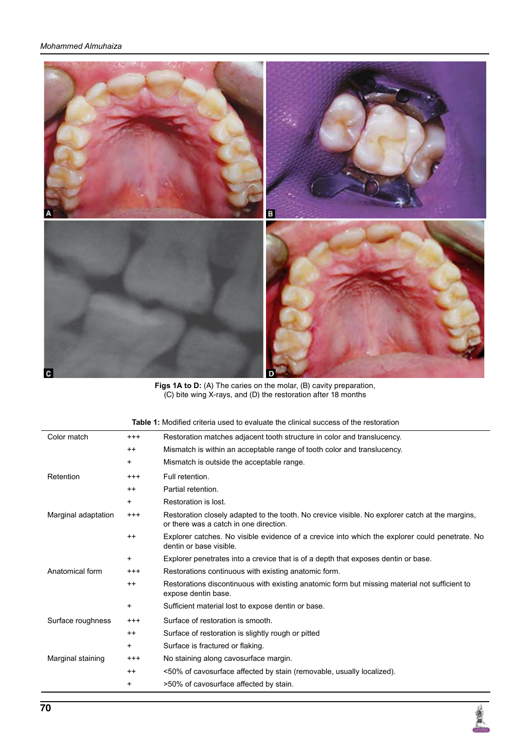**Figs 1A to D:** (A) The caries on the molar, (B) cavity preparation, (C) bite wing X-rays, and (D) the restoration after 18 months

**Table 1:** Modified criteria used to evaluate the clinical success of the restoration

| | | |
|---|---|---|
| Color match | +++ | Restoration matches adjacent tooth structure in color and translucency. |
| | ++ | Mismatch is within an acceptable range of tooth color and translucency. |
| | + | Mismatch is outside the acceptable range. |
| Retention | +++ | Full retention. |
| | ++ | Partial retention. |
| | + | Restoration is lost. |
| Marginal adaptation | +++ | Restoration closely adapted to the tooth. No crevice visible. No explorer catch at the margins, or there was a catch in one direction. |
| | ++ | Explorer catches. No visible evidence of a crevice into which the explorer could penetrate. No dentin or base visible. |
| | + | Explorer penetrates into a crevice that is of a depth that exposes dentin or base. |
| Anatomical form | +++ | Restorations continuous with existing anatomic form. |
| | ++ | Restorations discontinuous with existing anatomic form but missing material not sufficient to expose dentin base. |
| | + | Sufficient material lost to expose dentin or base. |
| Surface roughness | +++ | Surface of restoration is smooth. |
| | ++ | Surface of restoration is slightly rough or pitted |
| | + | Surface is fractured or flaking. |
| Marginal staining | +++ | No staining along cavosurface margin. |
| | ++ | <50% of cavosurface affected by stain (removable, usually localized). |
| | + | >50% of cavosurface affected by stain. |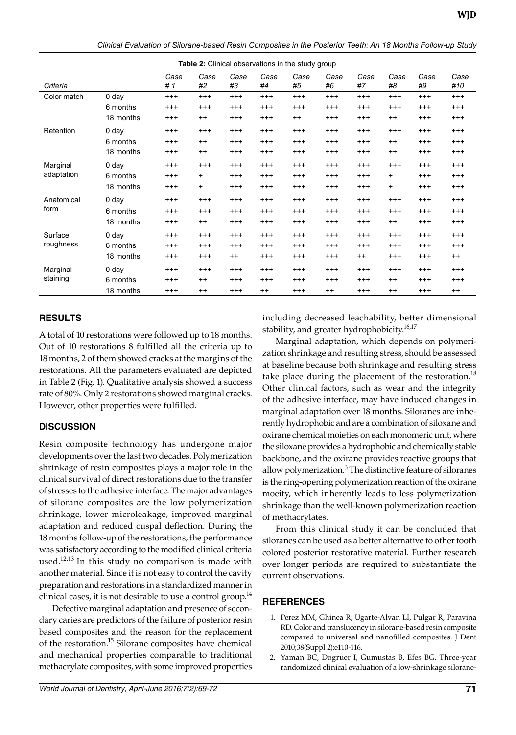**Table 2:** Clinical observations in the study group

| Criteria | | Case #1 | Case #2 | Case #3 | Case #4 | Case #5 | Case #6 | Case #7 | Case #8 | Case #9 | Case #10 |
|---|---|---|---|---|---|---|---|---|---|---|---|
| Color match | 0 day | +++ | +++ | +++ | +++ | +++ | +++ | +++ | +++ | +++ | +++ |
| | 6 months | +++ | +++ | +++ | +++ | +++ | +++ | +++ | +++ | +++ | +++ |
| | 18 months | +++ | ++ | +++ | +++ | ++ | +++ | +++ | ++ | +++ | +++ |
| Retention | 0 day | +++ | +++ | +++ | +++ | +++ | +++ | +++ | +++ | +++ | +++ |
| | 6 months | +++ | ++ | +++ | +++ | +++ | +++ | +++ | ++ | +++ | +++ |
| | 18 months | +++ | ++ | +++ | +++ | +++ | +++ | +++ | ++ | +++ | +++ |
| Marginal adaptation | 0 day | +++ | +++ | +++ | +++ | +++ | +++ | +++ | +++ | +++ | +++ |
| | 6 months | +++ | + | +++ | +++ | +++ | +++ | +++ | + | +++ | +++ |
| | 18 months | +++ | + | +++ | +++ | +++ | +++ | +++ | + | +++ | +++ |
| Anatomical form | 0 day | +++ | +++ | +++ | +++ | +++ | +++ | +++ | +++ | +++ | +++ |
| | 6 months | +++ | +++ | +++ | +++ | +++ | +++ | +++ | +++ | +++ | +++ |
| | 18 months | +++ | ++ | +++ | +++ | +++ | +++ | +++ | ++ | +++ | +++ |
| Surface roughness | 0 day | +++ | +++ | +++ | +++ | +++ | +++ | +++ | +++ | +++ | +++ |
| | 6 months | +++ | +++ | +++ | +++ | +++ | +++ | +++ | +++ | +++ | +++ |
| | 18 months | +++ | +++ | ++ | +++ | +++ | +++ | ++ | +++ | +++ | ++ |
| Marginal staining | 0 day | +++ | +++ | +++ | +++ | +++ | +++ | +++ | +++ | +++ | +++ |
| | 6 months | +++ | ++ | +++ | +++ | +++ | +++ | +++ | ++ | +++ | +++ |
| | 18 months | +++ | ++ | +++ | ++ | +++ | ++ | +++ | ++ | +++ | ++ |

## RESULTS

A total of 10 restorations were followed up to 18 months. Out of 10 restorations 8 fulfilled all the criteria up to 18 months, 2 of them showed cracks at the margins of the restorations. All the parameters evaluated are depicted in Table 2 (Fig. 1). Qualitative analysis showed a success rate of 80%. Only 2 restorations showed marginal cracks. However, other properties were fulfilled.

## DISCUSSION

Resin composite technology has undergone major developments over the last two decades. Polymerization shrinkage of resin composites plays a major role in the clinical survival of direct restorations due to the transfer of stresses to the adhesive interface. The major advantages of silorane composites are the low polymerization shrinkage, lower microleakage, improved marginal adaptation and reduced cuspal deflection. During the 18 months follow-up of the restorations, the performance was satisfactory according to the modified clinical criteria used.[12,13] In this study no comparison is made with another material. Since it is not easy to control the cavity preparation and restorations in a standardized manner in clinical cases, it is not desirable to use a control group.[14]

Defective marginal adaptation and presence of secondary caries are predictors of the failure of posterior resin based composites and the reason for the replacement of the restoration.[15] Silorane composites have chemical and mechanical properties comparable to traditional methacrylate composites, with some improved properties including decreased leachability, better dimensional stability, and greater hydrophobicity.[16,17]

Marginal adaptation, which depends on polymerization shrinkage and resulting stress, should be assessed at baseline because both shrinkage and resulting stress take place during the placement of the restoration.[18] Other clinical factors, such as wear and the integrity of the adhesive interface, may have induced changes in marginal adaptation over 18 months. Siloranes are inherently hydrophobic and are a combination of siloxane and oxirane chemical moieties on each monomeric unit, where the siloxane provides a hydrophobic and chemically stable backbone, and the oxirane provides reactive groups that allow polymerization.[3] The distinctive feature of siloranes is the ring-opening polymerization reaction of the oxirane moeity, which inherently leads to less polymerization shrinkage than the well-known polymerization reaction of methacrylates.

From this clinical study it can be concluded that siloranes can be used as a better alternative to other tooth colored posterior restorative material. Further research over longer periods are required to substantiate the current observations.

## REFERENCES

1. Perez MM, Ghinea R, Ugarte-Alvan LI, Pulgar R, Paravina RD. Color and translucency in silorane-based resin composite compared to universal and nanofilled composites. J Dent 2010;38(Suppl 2):e110-116.
2. Yaman BC, Dogruer I, Gumustas B, Efes BG. Three-year randomized clinical evaluation of a low-shrinkage silorane-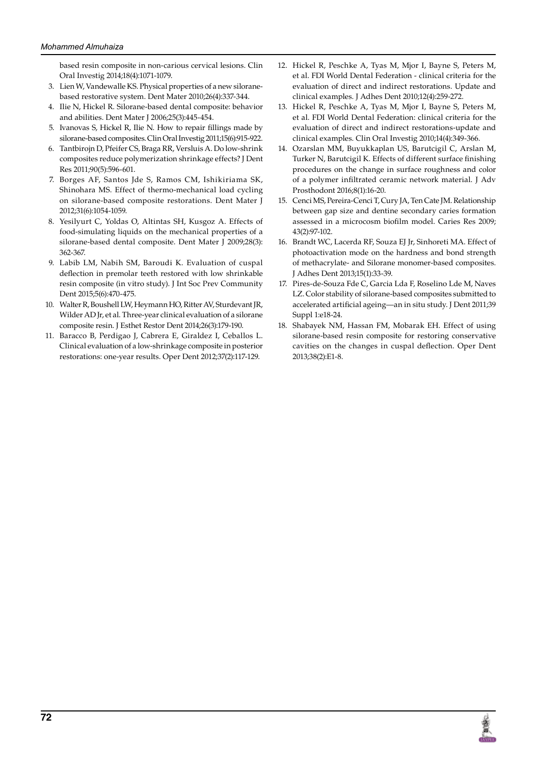based resin composite in non-carious cervical lesions. Clin Oral Investig 2014;18(4):1071-1079.

3. Lien W, Vandewalle KS. Physical properties of a new silorane-based restorative system. Dent Mater 2010;26(4):337-344.
4. Ilie N, Hickel R. Silorane-based dental composite: behavior and abilities. Dent Mater J 2006;25(3):445-454.
5. Ivanovas S, Hickel R, Ilie N. How to repair fillings made by silorane-based composites. Clin Oral Investig 2011;15(6):915-922.
6. Tantbirojn D, Pfeifer CS, Braga RR, Versluis A. Do low-shrink composites reduce polymerization shrinkage effects? J Dent Res 2011;90(5):596-601.
7. Borges AF, Santos Jde S, Ramos CM, Ishikiriama SK, Shinohara MS. Effect of thermo-mechanical load cycling on silorane-based composite restorations. Dent Mater J 2012;31(6):1054-1059.
8. Yesilyurt C, Yoldas O, Altintas SH, Kusgoz A. Effects of food-simulating liquids on the mechanical properties of a silorane-based dental composite. Dent Mater J 2009;28(3): 362-367.
9. Labib LM, Nabih SM, Baroudi K. Evaluation of cuspal deflection in premolar teeth restored with low shrinkable resin composite (in vitro study). J Int Soc Prev Community Dent 2015;5(6):470-475.
10. Walter R, Boushell LW, Heymann HO, Ritter AV, Sturdevant JR, Wilder AD Jr, et al. Three-year clinical evaluation of a silorane composite resin. J Esthet Restor Dent 2014;26(3):179-190.
11. Baracco B, Perdigao J, Cabrera E, Giraldez I, Ceballos L. Clinical evaluation of a low-shrinkage composite in posterior restorations: one-year results. Oper Dent 2012;37(2):117-129.
12. Hickel R, Peschke A, Tyas M, Mjor I, Bayne S, Peters M, et al. FDI World Dental Federation - clinical criteria for the evaluation of direct and indirect restorations. Update and clinical examples. J Adhes Dent 2010;12(4):259-272.
13. Hickel R, Peschke A, Tyas M, Mjor I, Bayne S, Peters M, et al. FDI World Dental Federation: clinical criteria for the evaluation of direct and indirect restorations-update and clinical examples. Clin Oral Investig 2010;14(4):349-366.
14. Ozarslan MM, Buyukkaplan US, Barutcigil C, Arslan M, Turker N, Barutcigil K. Effects of different surface finishing procedures on the change in surface roughness and color of a polymer infiltrated ceramic network material. J Adv Prosthodont 2016;8(1):16-20.
15. Cenci MS, Pereira-Cenci T, Cury JA, Ten Cate JM. Relationship between gap size and dentine secondary caries formation assessed in a microcosm biofilm model. Caries Res 2009; 43(2):97-102.
16. Brandt WC, Lacerda RF, Souza EJ Jr, Sinhoreti MA. Effect of photoactivation mode on the hardness and bond strength of methacrylate- and Silorane monomer-based composites. J Adhes Dent 2013;15(1):33-39.
17. Pires-de-Souza Fde C, Garcia Lda F, Roselino Lde M, Naves LZ. Color stability of silorane-based composites submitted to accelerated artificial ageing—an in situ study. J Dent 2011;39 Suppl 1:e18-24.
18. Shabayek NM, Hassan FM, Mobarak EH. Effect of using silorane-based resin composite for restoring conservative cavities on the changes in cuspal deflection. Oper Dent 2013;38(2):E1-8.